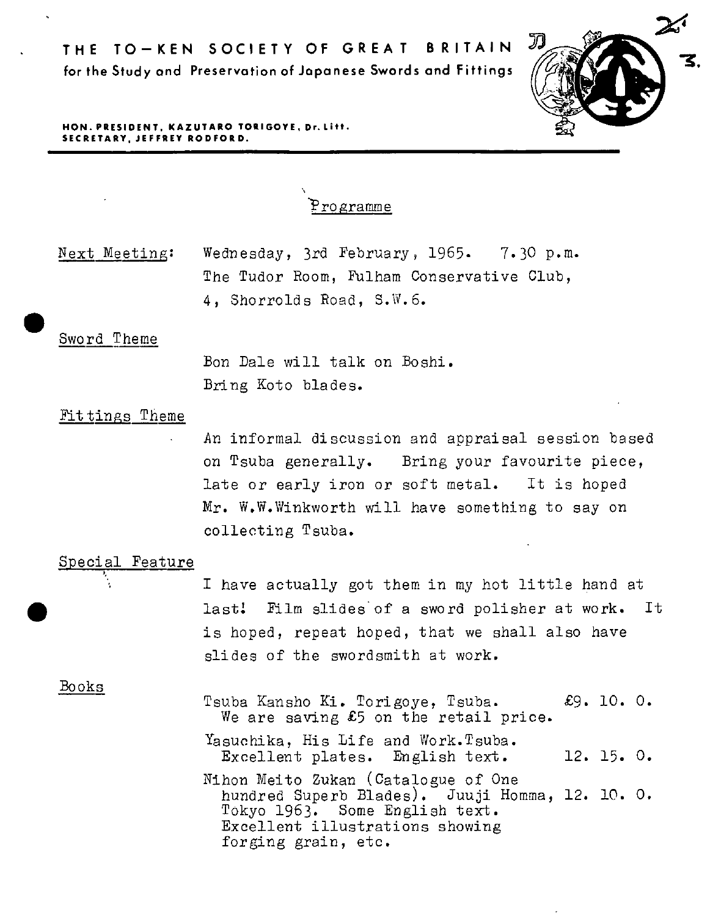# THE TO-KEN SOCIETY OF GREAT BRITAIN

for the Study and Preservation of Japanese Swords and Fittings

**HON. PRESIDENT, KAZUTARO TORIGOYE, Dr. Litt.**
**SECRETARY, JEFFREY RODFORD.**

## Programme

Next Meeting: Wednesday, 3rd February, 1965. 7.30 p.m.
The Tudor Room, Fulham Conservative Club,
4, Shorrolds Road, S.W.6.

### Sword Theme

Bon Dale will talk on Boshi.
Bring Koto blades.

### Fittings Theme

An informal discussion and appraisal session based on Tsuba generally. Bring your favourite piece, late or early iron or soft metal. It is hoped Mr. W.W.Winkworth will have something to say on collecting Tsuba.

### Special Feature

I have actually got them in my hot little hand at last! Film slides of a sword polisher at work. It is hoped, repeat hoped, that we shall also have slides of the swordsmith at work.

### Books

| | |
|---|---|
| Tsuba Kansho Ki. Torigoye, Tsuba. We are saving £5 on the retail price. | £9. 10. 0. |
| Yasuchika, His Life and Work. Tsuba. Excellent plates. English text. | 12. 15. 0. |
| Nihon Meito Zukan (Catalogue of One hundred Superb Blades). Juuji Homma, Tokyo 1963. Some English text. Excellent illustrations showing forging grain, etc. | 12. 10. 0. |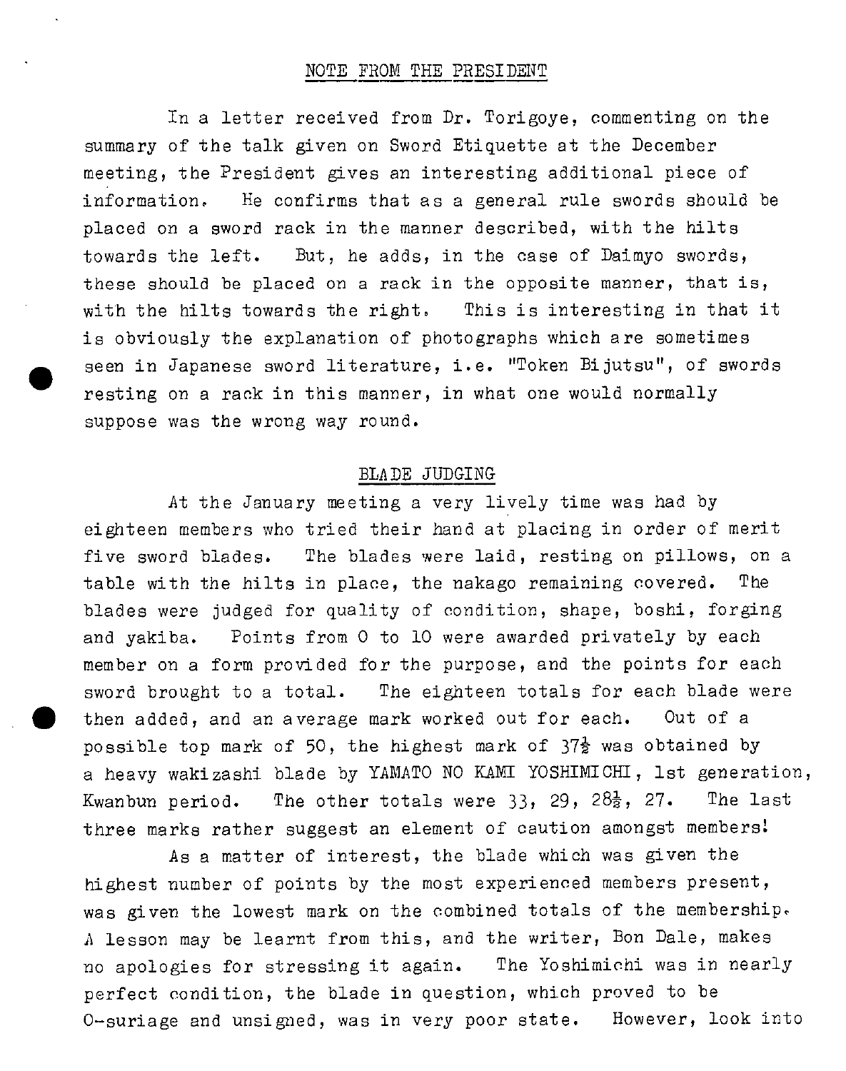## NOTE FROM THE PRESIDENT

In a letter received from Dr. Torigoye, commenting on the summary of the talk given on Sword Etiquette at the December meeting, the President gives an interesting additional piece of information. He confirms that as a general rule swords should be placed on a sword rack in the manner described, with the hilts towards the left. But, he adds, in the case of Daimyo swords, these should be placed on a rack in the opposite manner, that is, with the hilts towards the right. This is interesting in that it is obviously the explanation of photographs which are sometimes seen in Japanese sword literature, i.e. "Token Bijutsu", of swords resting on a rack in this manner, in what one would normally suppose was the wrong way round.

## BLADE JUDGING

At the January meeting a very lively time was had by eighteen members who tried their hand at placing in order of merit five sword blades. The blades were laid, resting on pillows, on a table with the hilts in place, the nakago remaining covered. The blades were judged for quality of condition, shape, boshi, forging and yakiba. Points from 0 to 10 were awarded privately by each member on a form provided for the purpose, and the points for each sword brought to a total. The eighteen totals for each blade were then added, and an average mark worked out for each. Out of a possible top mark of 50, the highest mark of 37½ was obtained by a heavy wakizashi blade by YAMATO NO KAMI YOSHIMICHI, 1st generation, Kwanbun period. The other totals were 33, 29, 28½, 27. The last three marks rather suggest an element of caution amongst members!

As a matter of interest, the blade which was given the highest number of points by the most experienced members present, was given the lowest mark on the combined totals of the membership. A lesson may be learnt from this, and the writer, Bon Dale, makes no apologies for stressing it again. The Yoshimichi was in nearly perfect condition, the blade in question, which proved to be O-suriage and unsigned, was in very poor state. However, look into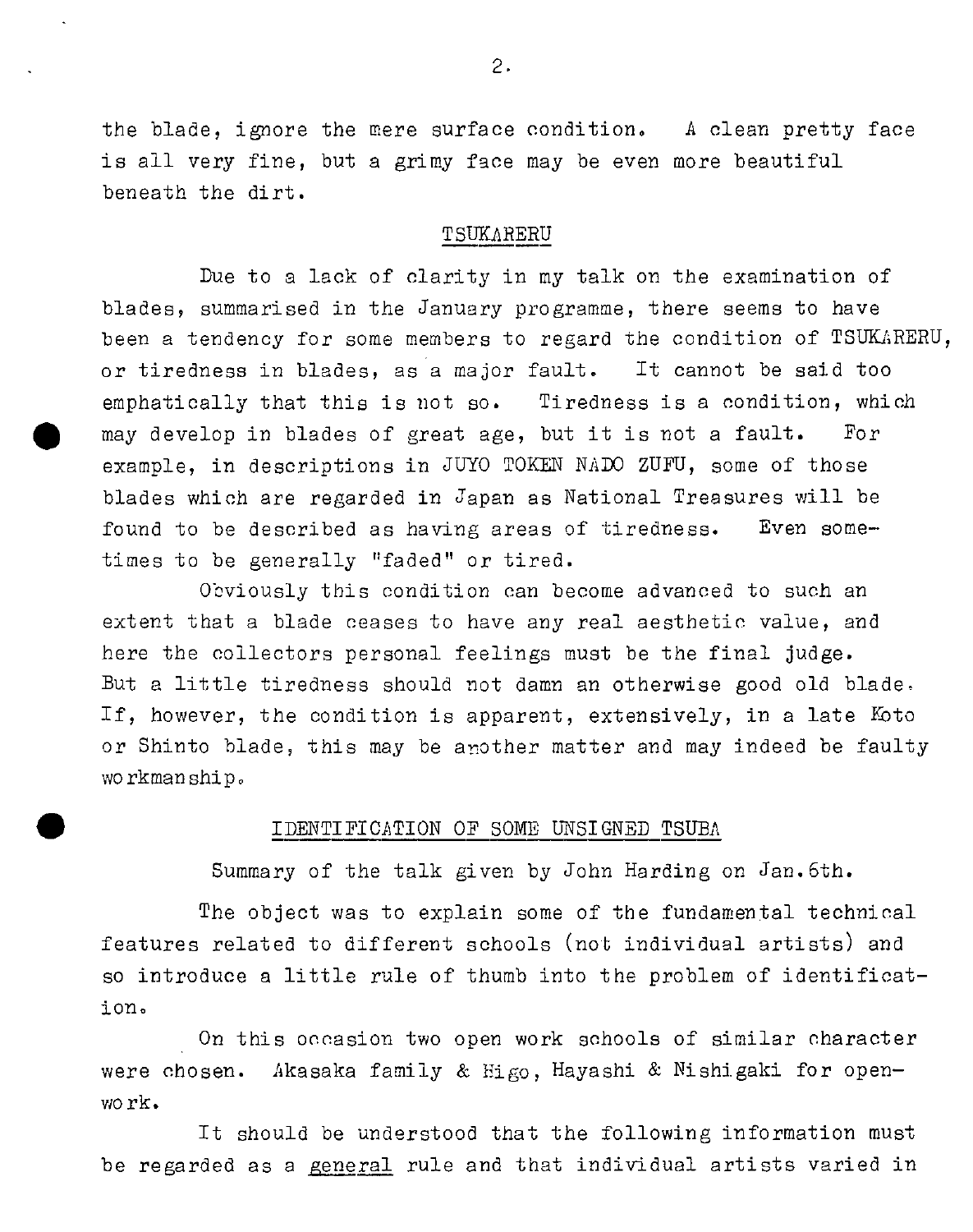the blade, ignore the mere surface condition. A clean pretty face is all very fine, but a grimy face may be even more beautiful beneath the dirt.

## TSUKARERU

Due to a lack of clarity in my talk on the examination of blades, summarised in the January programme, there seems to have been a tendency for some members to regard the condition of TSUKARERU, or tiredness in blades, as a major fault. It cannot be said too emphatically that this is not so. Tiredness is a condition, which may develop in blades of great age, but it is not a fault. For example, in descriptions in JUYO TOKEN NADO ZUFU, some of those blades which are regarded in Japan as National Treasures will be found to be described as having areas of tiredness. Even sometimes to be generally "faded" or tired.

Obviously this condition can become advanced to such an extent that a blade ceases to have any real aesthetic value, and here the collectors personal feelings must be the final judge. But a little tiredness should not damn an otherwise good old blade. If, however, the condition is apparent, extensively, in a late Koto or Shinto blade, this may be another matter and may indeed be faulty workmanship.

## IDENTIFICATION OF SOME UNSIGNED TSUBA

Summary of the talk given by John Harding on Jan.6th.

The object was to explain some of the fundamental technical features related to different schools (not individual artists) and so introduce a little rule of thumb into the problem of identification.

On this occasion two open work schools of similar character were chosen. Akasaka family & Higo, Hayashi & Nishigaki for openwork.

It should be understood that the following information must be regarded as a <u>general</u> rule and that individual artists varied in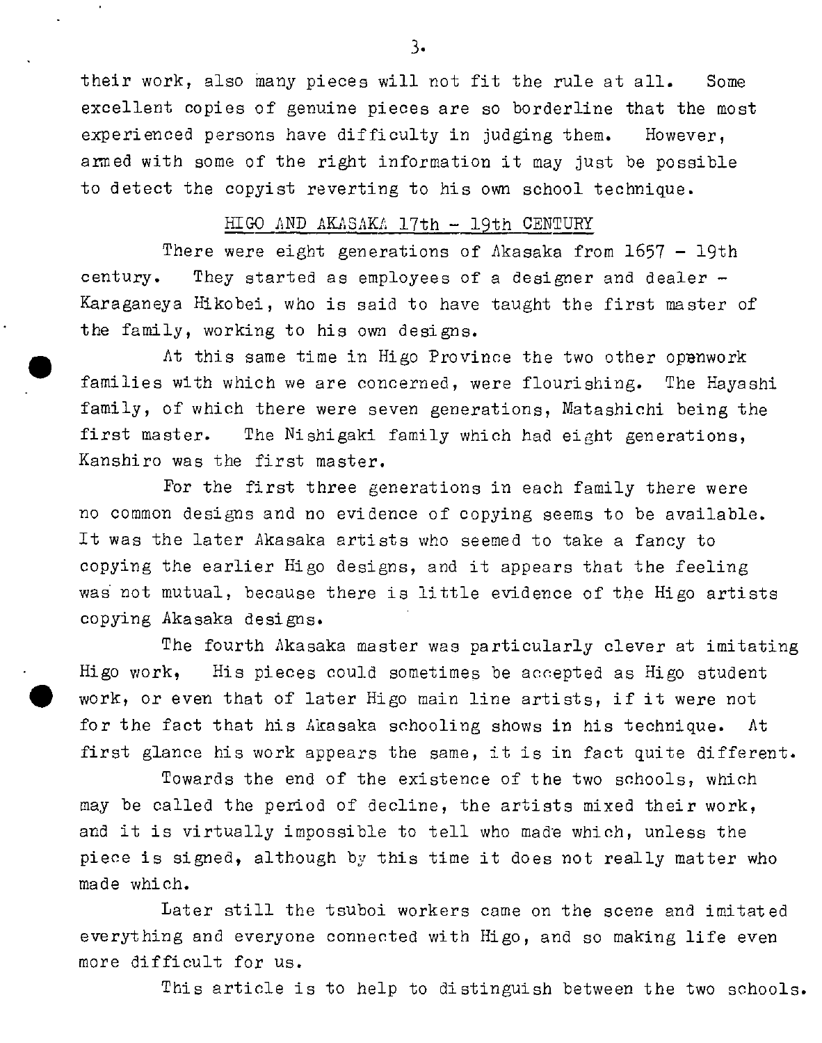their work, also many pieces will not fit the rule at all. Some excellent copies of genuine pieces are so borderline that the most experienced persons have difficulty in judging them. However, armed with some of the right information it may just be possible to detect the copyist reverting to his own school technique.

## HIGO AND AKASAKA 17th - 19th CENTURY

There were eight generations of Akasaka from 1657 - 19th century. They started as employees of a designer and dealer - Karaganeya Hikobei, who is said to have taught the first master of the family, working to his own designs.

At this same time in Higo Province the two other openwork families with which we are concerned, were flourishing. The Hayashi family, of which there were seven generations, Matashichi being the first master. The Nishigaki family which had eight generations, Kanshiro was the first master.

For the first three generations in each family there were no common designs and no evidence of copying seems to be available. It was the later Akasaka artists who seemed to take a fancy to copying the earlier Higo designs, and it appears that the feeling was not mutual, because there is little evidence of the Higo artists copying Akasaka designs.

The fourth Akasaka master was particularly clever at imitating Higo work, His pieces could sometimes be accepted as Higo student work, or even that of later Higo main line artists, if it were not for the fact that his Akasaka schooling shows in his technique. At first glance his work appears the same, it is in fact quite different.

Towards the end of the existence of the two schools, which may be called the period of decline, the artists mixed their work, and it is virtually impossible to tell who made which, unless the piece is signed, although by this time it does not really matter who made which.

Later still the tsuboi workers came on the scene and imitated everything and everyone connected with Higo, and so making life even more difficult for us.

This article is to help to distinguish between the two schools.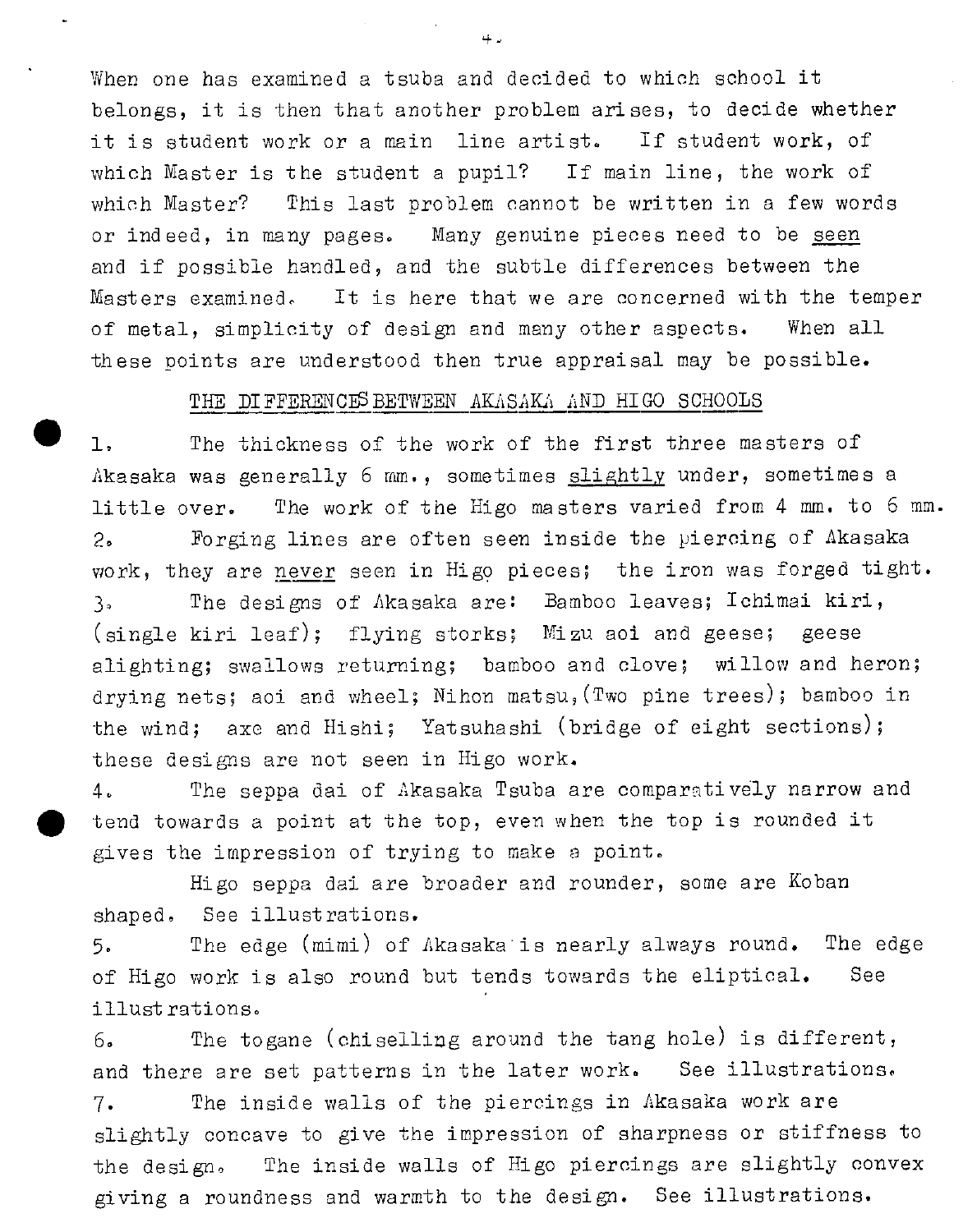When one has examined a tsuba and decided to which school it belongs, it is then that another problem arises, to decide whether it is student work or a main line artist. If student work, of which Master is the student a pupil? If main line, the work of which Master? This last problem cannot be written in a few words or indeed, in many pages. Many genuine pieces need to be <u>seen</u> and if possible handled, and the subtle differences between the Masters examined. It is here that we are concerned with the temper of metal, simplicity of design and many other aspects. When all these points are understood then true appraisal may be possible.

## THE DIFFERENCES BETWEEN AKASAKA AND HIGO SCHOOLS

1. The thickness of the work of the first three masters of Akasaka was generally 6 mm., sometimes <u>slightly</u> under, sometimes a little over. The work of the Higo masters varied from 4 mm. to 6 mm.

2. Forging lines are often seen inside the piercing of Akasaka work, they are <u>never</u> seen in Higo pieces; the iron was forged tight.

3. The designs of Akasaka are: Bamboo leaves; Ichimai kiri, (single kiri leaf); flying storks; Mizu aoi and geese; geese alighting; swallows returning; bamboo and clove; willow and heron; drying nets; aoi and wheel; Nihon matsu, (Two pine trees); bamboo in the wind; axe and Hishi; Yatsuhashi (bridge of eight sections); these designs are not seen in Higo work.

4. The seppa dai of Akasaka Tsuba are comparatively narrow and tend towards a point at the top, even when the top is rounded it gives the impression of trying to make a point.

   Higo seppa dai are broader and rounder, some are Koban shaped. See illustrations.

5. The edge (mimi) of Akasaka is nearly always round. The edge of Higo work is also round but tends towards the eliptical. See illustrations.

6. The togane (chiselling around the tang hole) is different, and there are set patterns in the later work. See illustrations.

7. The inside walls of the piercings in Akasaka work are slightly concave to give the impression of sharpness or stiffness to the design. The inside walls of Higo piercings are slightly convex giving a roundness and warmth to the design. See illustrations.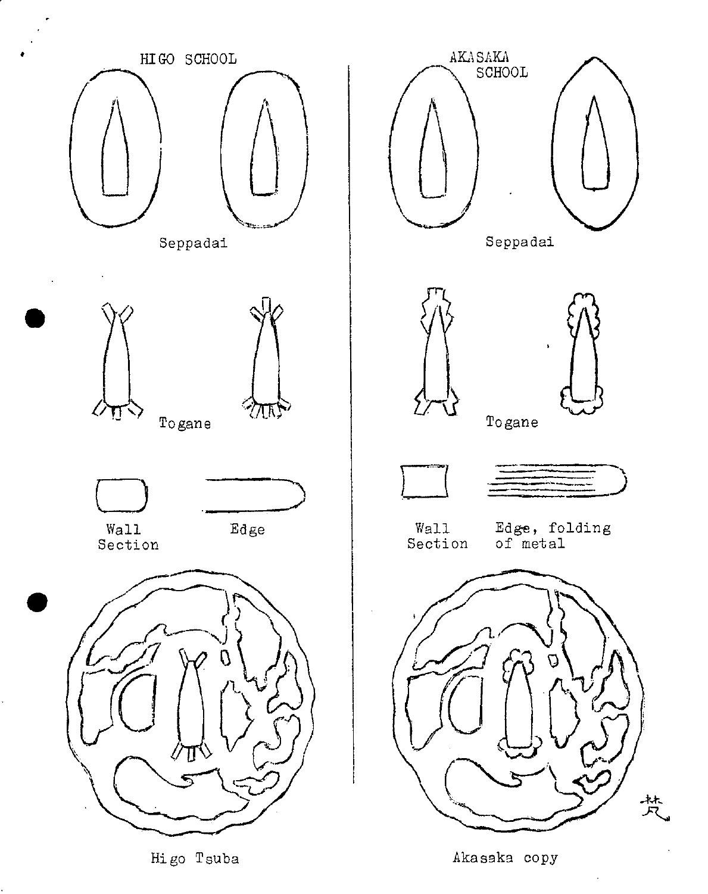HIGO SCHOOL

Seppadai

Togane

Wall Section

Edge

Higo Tsuba

AKASAKA SCHOOL

Seppadai

Togane

Wall Section

Edge, folding of metal

Akasaka copy

梵